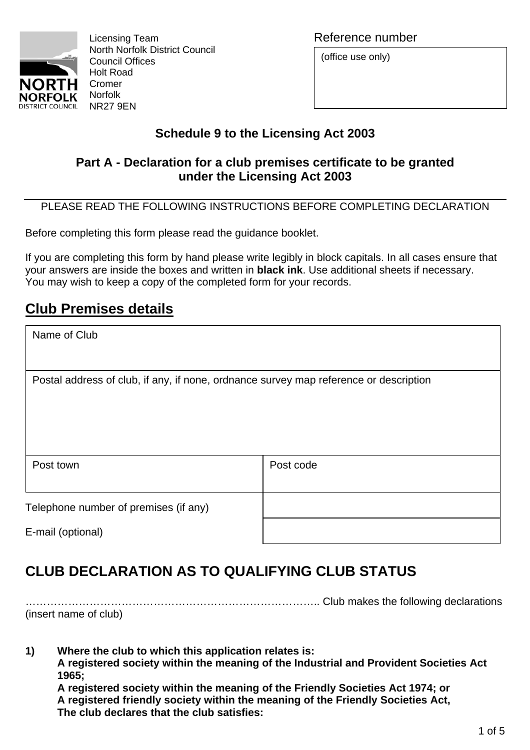Licensing Team
North Norfolk District Council
Council Offices
Holt Road
Cromer
Norfolk
NR27 9EN

| Reference number |
|---|
| (office use only) |

## Schedule 9 to the Licensing Act 2003

## Part A - Declaration for a club premises certificate to be granted under the Licensing Act 2003

PLEASE READ THE FOLLOWING INSTRUCTIONS BEFORE COMPLETING DECLARATION

Before completing this form please read the guidance booklet.

If you are completing this form by hand please write legibly in block capitals. In all cases ensure that your answers are inside the boxes and written in **black ink**. Use additional sheets if necessary. You may wish to keep a copy of the completed form for your records.

## Club Premises details

| Name of Club | |
|---|---|
| Postal address of club, if any, if none, ordnance survey map reference or description | |
| Post town | Post code |
| Telephone number of premises (if any) | |
| E-mail (optional) | |

## CLUB DECLARATION AS TO QUALIFYING CLUB STATUS

………………………………………………………………………….. Club makes the following declarations
(insert name of club)

**1) Where the club to which this application relates is:**
**A registered society within the meaning of the Industrial and Provident Societies Act 1965;**
**A registered society within the meaning of the Friendly Societies Act 1974; or**
**A registered friendly society within the meaning of the Friendly Societies Act,**
**The club declares that the club satisfies:**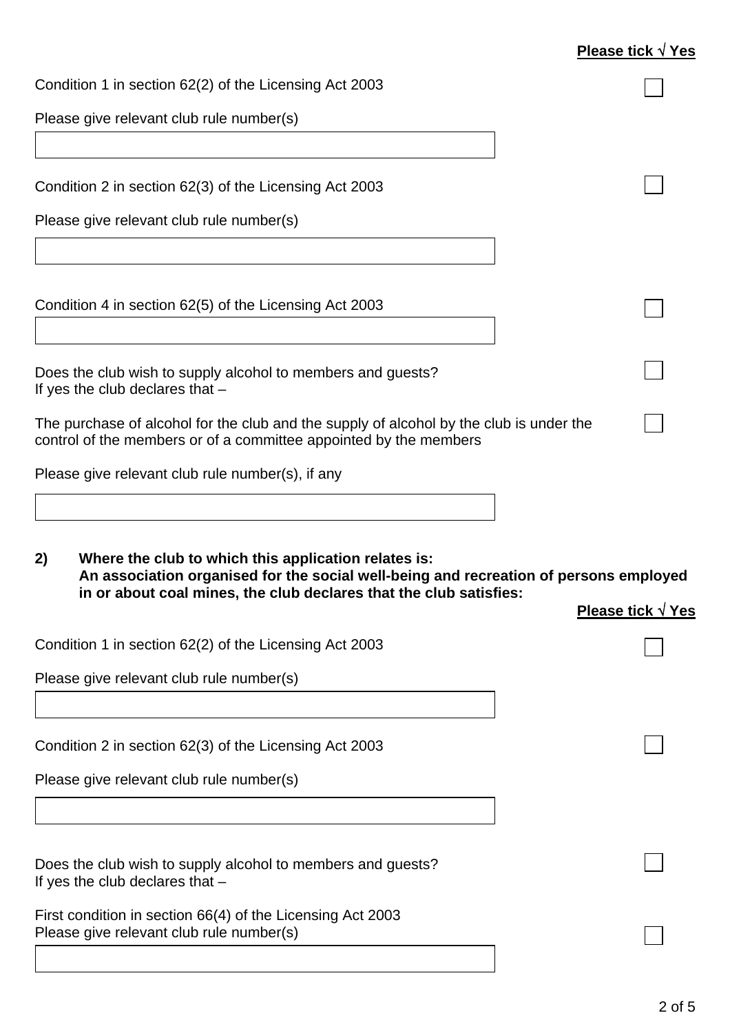**Please tick √ Yes**

Condition 1 in section 62(2) of the Licensing Act 2003 ☐

Please give relevant club rule number(s)

[ ]

Condition 2 in section 62(3) of the Licensing Act 2003 ☐

Please give relevant club rule number(s)

[ ]

Condition 4 in section 62(5) of the Licensing Act 2003 ☐

[ ]

Does the club wish to supply alcohol to members and guests? ☐
If yes the club declares that –

The purchase of alcohol for the club and the supply of alcohol by the club is under the control of the members or of a committee appointed by the members ☐

Please give relevant club rule number(s), if any

[ ]

**2) Where the club to which this application relates is:**
**An association organised for the social well-being and recreation of persons employed in or about coal mines, the club declares that the club satisfies:**

**Please tick √ Yes**

Condition 1 in section 62(2) of the Licensing Act 2003 ☐

Please give relevant club rule number(s)

[ ]

Condition 2 in section 62(3) of the Licensing Act 2003 ☐

Please give relevant club rule number(s)

[ ]

Does the club wish to supply alcohol to members and guests? ☐
If yes the club declares that –

First condition in section 66(4) of the Licensing Act 2003
Please give relevant club rule number(s) ☐

[ ]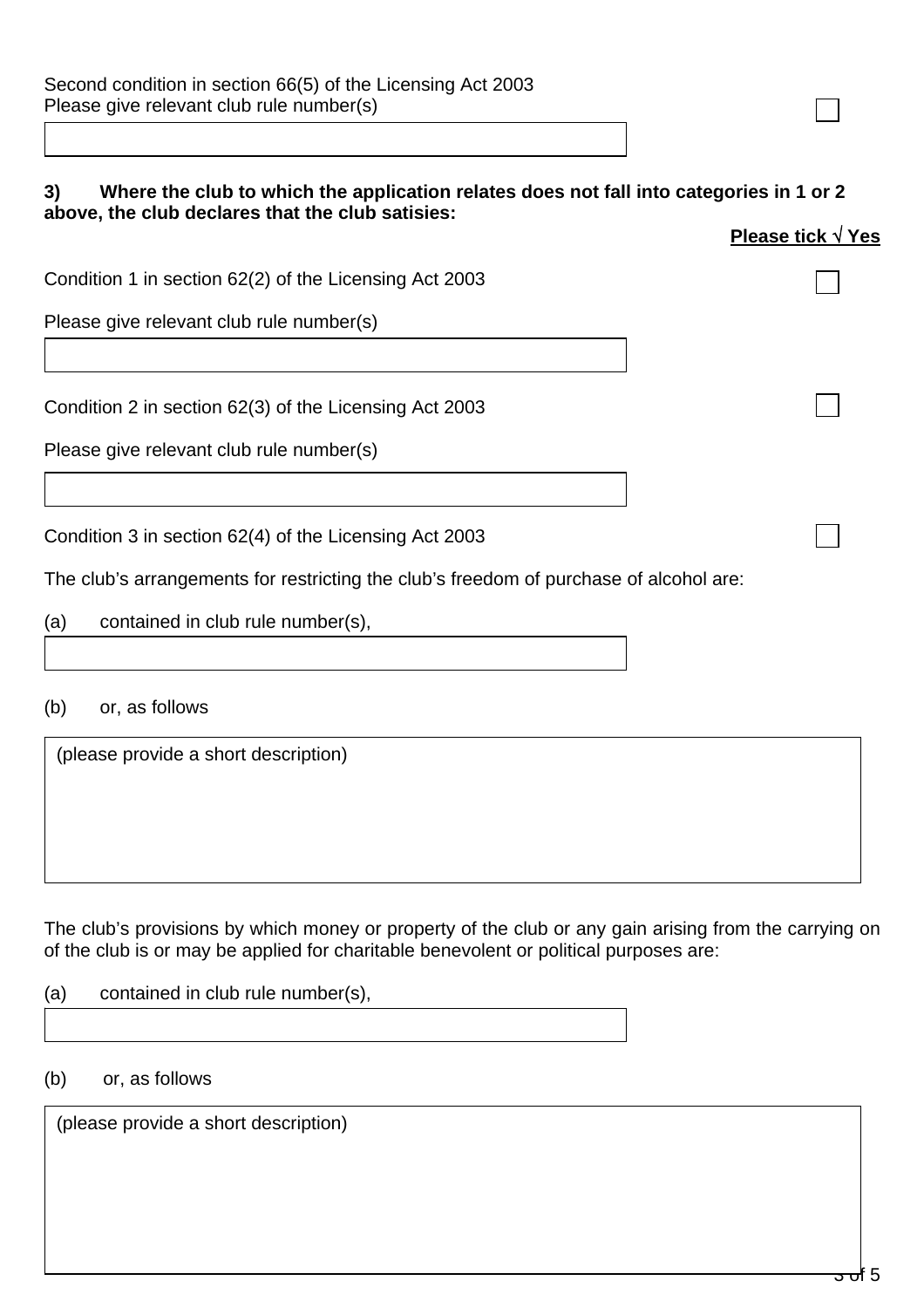Second condition in section 66(5) of the Licensing Act 2003
Please give relevant club rule number(s) ☐

&nbsp;

**3) Where the club to which the application relates does not fall into categories in 1 or 2 above, the club declares that the club satisies:**

**Please tick √ Yes**

Condition 1 in section 62(2) of the Licensing Act 2003 ☐

Please give relevant club rule number(s)

&nbsp;

Condition 2 in section 62(3) of the Licensing Act 2003 ☐

Please give relevant club rule number(s)

&nbsp;

Condition 3 in section 62(4) of the Licensing Act 2003 ☐

The club's arrangements for restricting the club's freedom of purchase of alcohol are:

(a) contained in club rule number(s),

&nbsp;

(b) or, as follows

(please provide a short description)

&nbsp;

The club's provisions by which money or property of the club or any gain arising from the carrying on of the club is or may be applied for charitable benevolent or political purposes are:

(a) contained in club rule number(s),

&nbsp;

(b) or, as follows

(please provide a short description)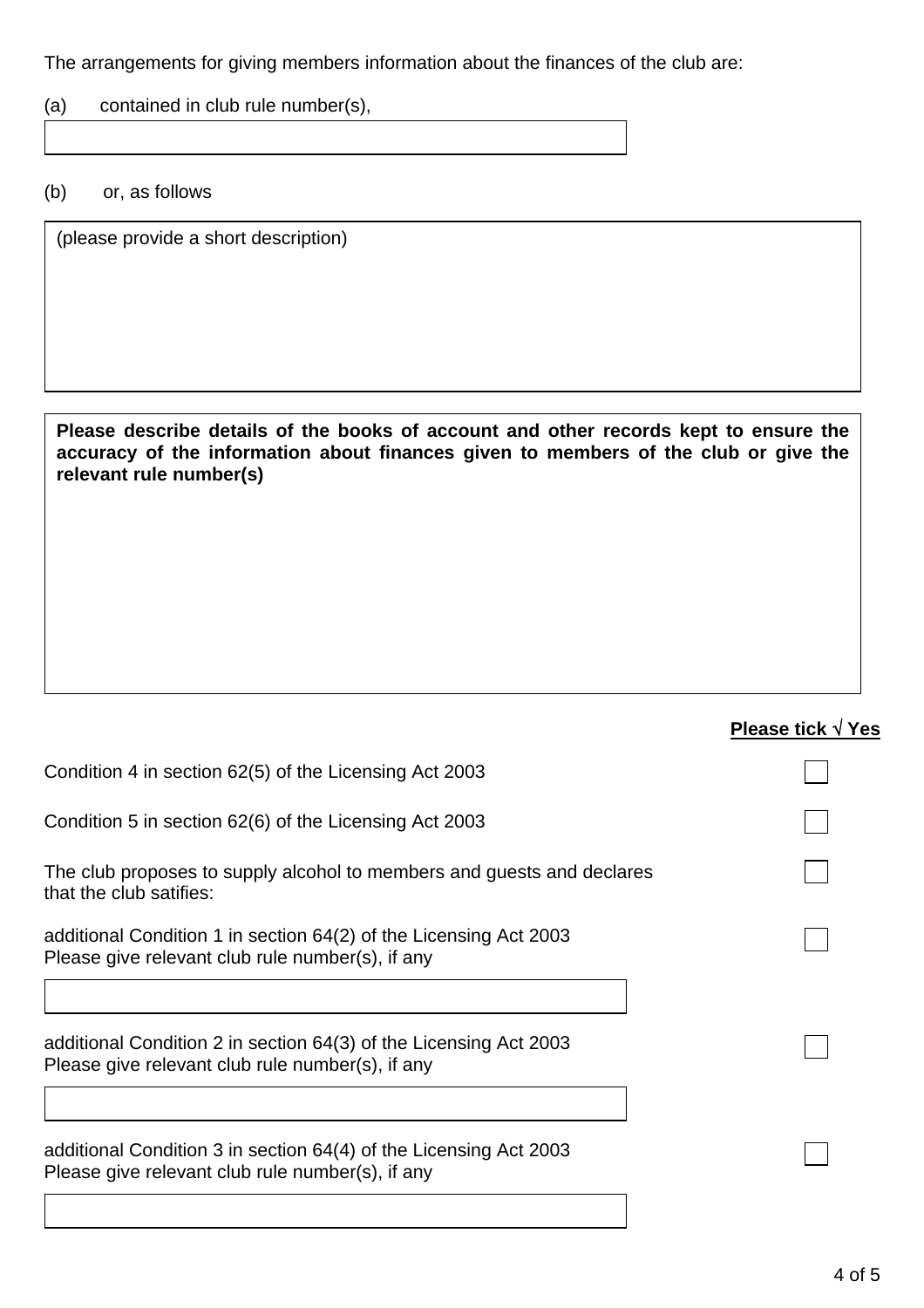The arrangements for giving members information about the finances of the club are:

(a) contained in club rule number(s),

| |
|---|
| |

(b) or, as follows

| (please provide a short description) |
|---|
| |

| **Please describe details of the books of account and other records kept to ensure the accuracy of the information about finances given to members of the club or give the relevant rule number(s)** |
|---|
| |

| | **Please tick √ Yes** |
|---|---|
| Condition 4 in section 62(5) of the Licensing Act 2003 | ☐ |
| Condition 5 in section 62(6) of the Licensing Act 2003 | ☐ |
| The club proposes to supply alcohol to members and guests and declares that the club satifies: | ☐ |
| additional Condition 1 in section 64(2) of the Licensing Act 2003<br>Please give relevant club rule number(s), if any | ☐ |
| additional Condition 2 in section 64(3) of the Licensing Act 2003<br>Please give relevant club rule number(s), if any | ☐ |
| additional Condition 3 in section 64(4) of the Licensing Act 2003<br>Please give relevant club rule number(s), if any | ☐ |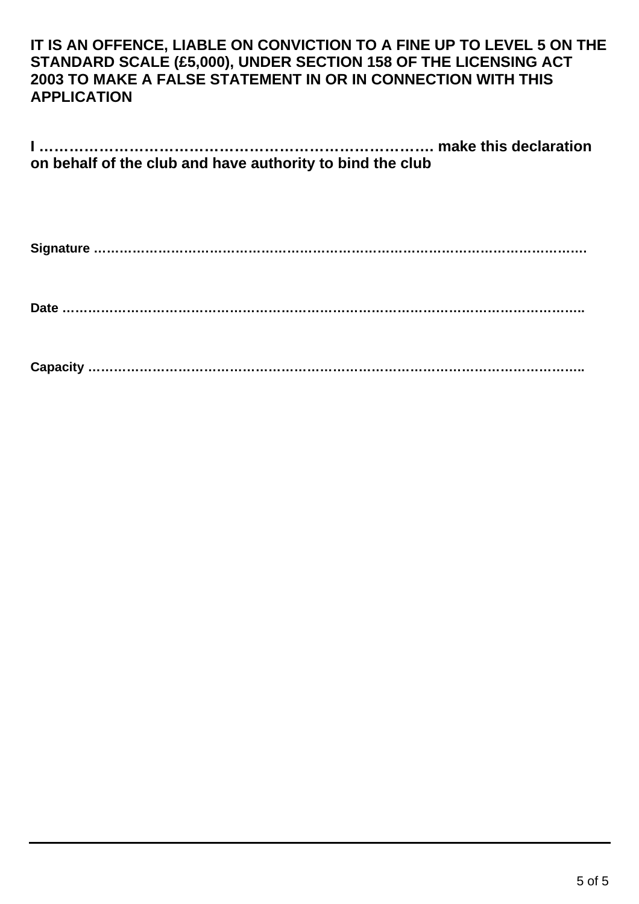**IT IS AN OFFENCE, LIABLE ON CONVICTION TO A FINE UP TO LEVEL 5 ON THE STANDARD SCALE (£5,000), UNDER SECTION 158 OF THE LICENSING ACT 2003 TO MAKE A FALSE STATEMENT IN OR IN CONNECTION WITH THIS APPLICATION**

**I ………………………………………………………………….. make this declaration on behalf of the club and have authority to bind the club**

**Signature ……………………………………………………………………………………………….**

**Date ……………………………………………………………………………………………………..**

**Capacity ………………………………………………………………………………………………..**